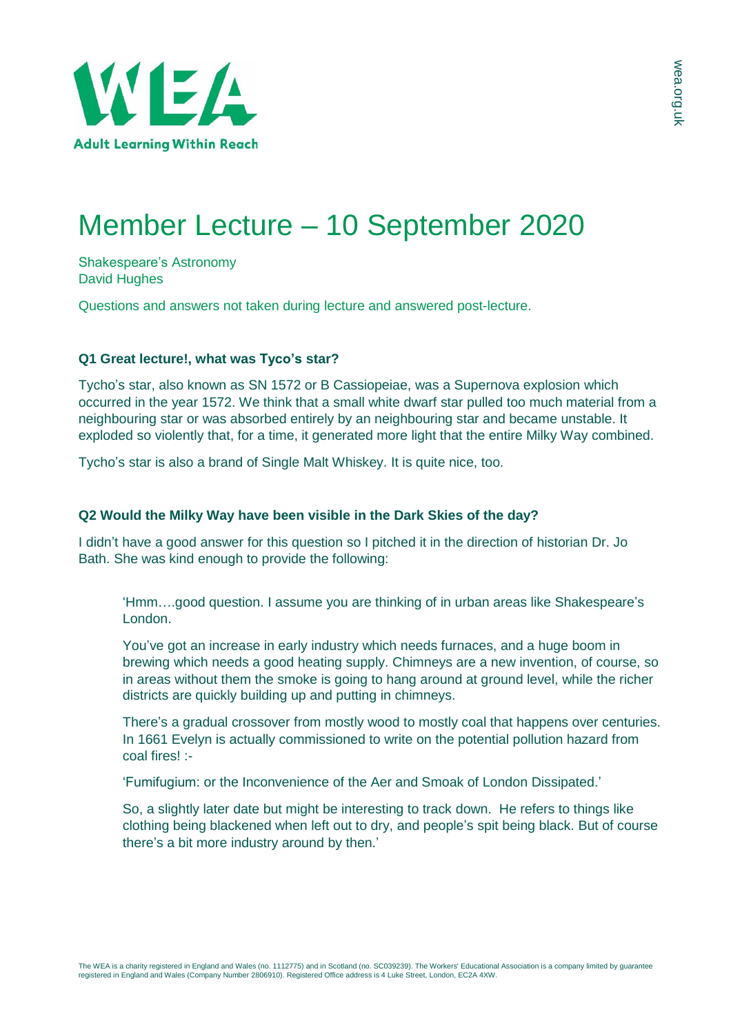# Member Lecture – 10 September 2020

Shakespeare's Astronomy
David Hughes

Questions and answers not taken during lecture and answered post-lecture.

### Q1 Great lecture!, what was Tyco's star?

Tycho's star, also known as SN 1572 or B Cassiopeiae, was a Supernova explosion which occurred in the year 1572. We think that a small white dwarf star pulled too much material from a neighbouring star or was absorbed entirely by an neighbouring star and became unstable. It exploded so violently that, for a time, it generated more light that the entire Milky Way combined.

Tycho's star is also a brand of Single Malt Whiskey. It is quite nice, too.

### Q2 Would the Milky Way have been visible in the Dark Skies of the day?

I didn't have a good answer for this question so I pitched it in the direction of historian Dr. Jo Bath. She was kind enough to provide the following:

> 'Hmm….good question. I assume you are thinking of in urban areas like Shakespeare's London.
>
> You've got an increase in early industry which needs furnaces, and a huge boom in brewing which needs a good heating supply. Chimneys are a new invention, of course, so in areas without them the smoke is going to hang around at ground level, while the richer districts are quickly building up and putting in chimneys.
>
> There's a gradual crossover from mostly wood to mostly coal that happens over centuries. In 1661 Evelyn is actually commissioned to write on the potential pollution hazard from coal fires! :-
>
> 'Fumifugium: or the Inconvenience of the Aer and Smoak of London Dissipated.'
>
> So, a slightly later date but might be interesting to track down. He refers to things like clothing being blackened when left out to dry, and people's spit being black. But of course there's a bit more industry around by then.'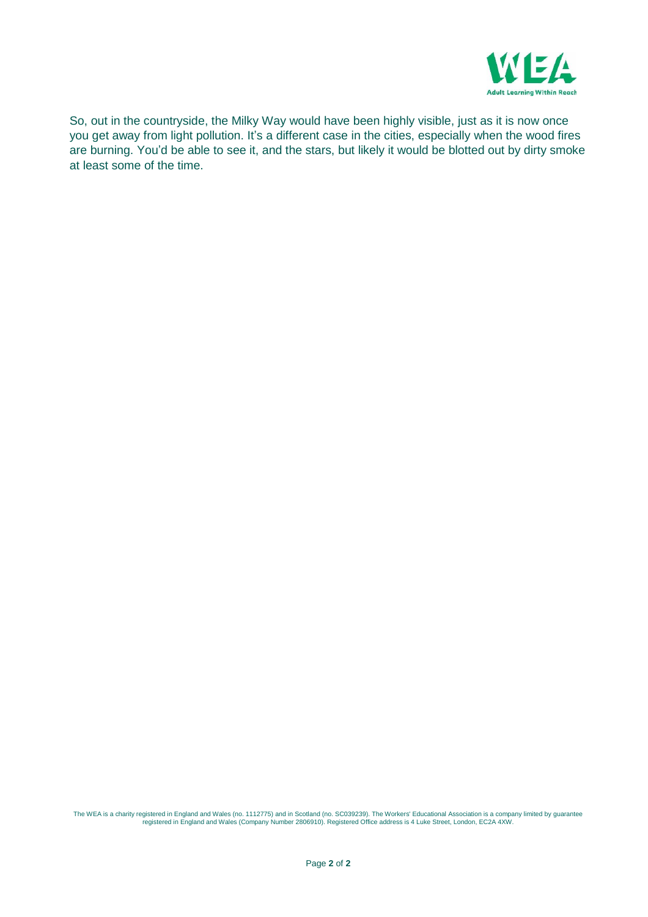So, out in the countryside, the Milky Way would have been highly visible, just as it is now once you get away from light pollution. It's a different case in the cities, especially when the wood fires are burning. You'd be able to see it, and the stars, but likely it would be blotted out by dirty smoke at least some of the time.